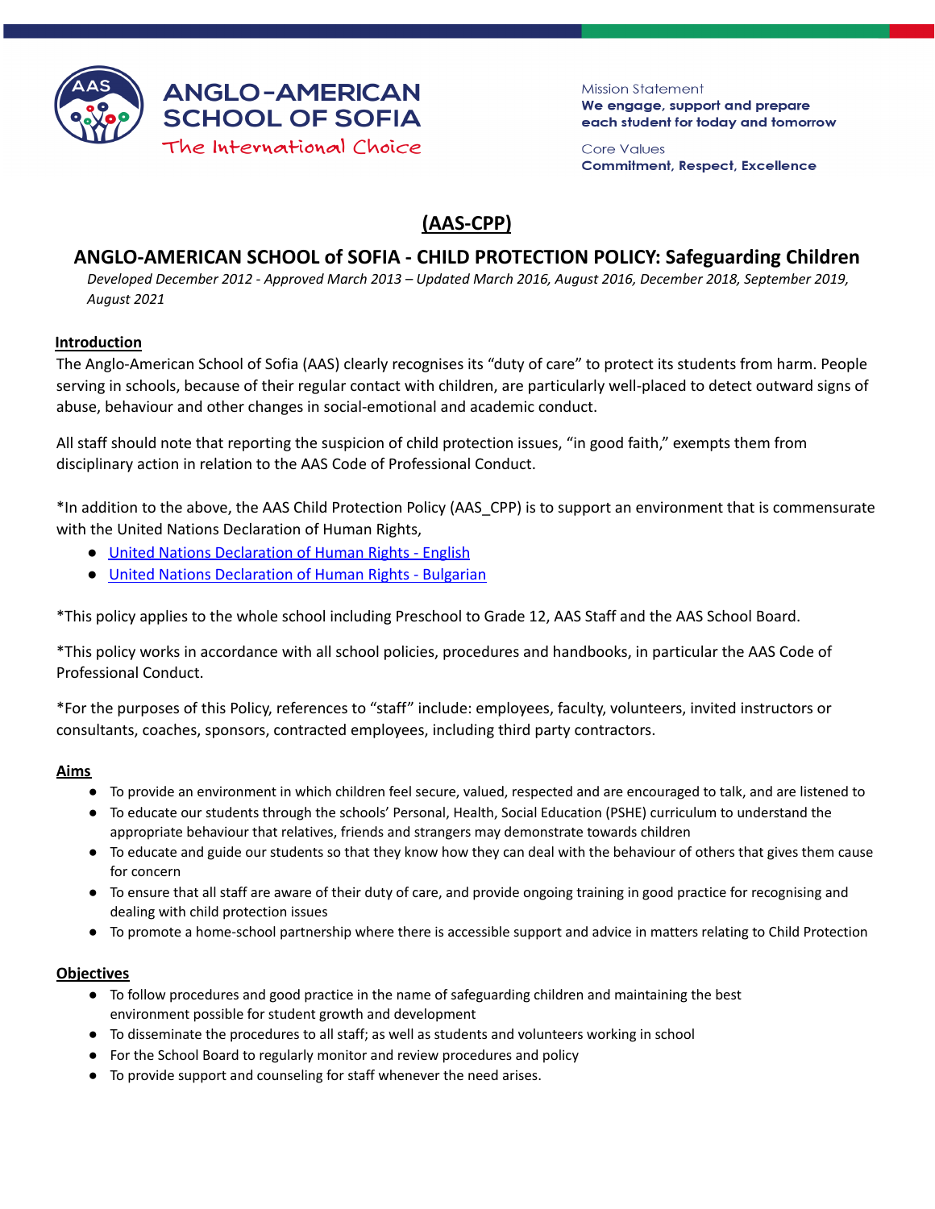ANGLO-AMERICAN SCHOOL OF SOFIA
The International Choice

Mission Statement
**We engage, support and prepare each student for today and tomorrow**

Core Values
**Commitment, Respect, Excellence**

# (AAS-CPP)

## ANGLO-AMERICAN SCHOOL of SOFIA - CHILD PROTECTION POLICY: Safeguarding Children

*Developed December 2012 - Approved March 2013 – Updated March 2016, August 2016, December 2018, September 2019, August 2021*

### Introduction

The Anglo-American School of Sofia (AAS) clearly recognises its "duty of care" to protect its students from harm. People serving in schools, because of their regular contact with children, are particularly well-placed to detect outward signs of abuse, behaviour and other changes in social-emotional and academic conduct.

All staff should note that reporting the suspicion of child protection issues, "in good faith," exempts them from disciplinary action in relation to the AAS Code of Professional Conduct.

*In addition to the above, the AAS Child Protection Policy (AAS_CPP) is to support an environment that is commensurate with the United Nations Declaration of Human Rights,

- United Nations Declaration of Human Rights - English
- United Nations Declaration of Human Rights - Bulgarian

*This policy applies to the whole school including Preschool to Grade 12, AAS Staff and the AAS School Board.

*This policy works in accordance with all school policies, procedures and handbooks, in particular the AAS Code of Professional Conduct.

*For the purposes of this Policy, references to "staff" include: employees, faculty, volunteers, invited instructors or consultants, coaches, sponsors, contracted employees, including third party contractors.

### Aims

- To provide an environment in which children feel secure, valued, respected and are encouraged to talk, and are listened to
- To educate our students through the schools' Personal, Health, Social Education (PSHE) curriculum to understand the appropriate behaviour that relatives, friends and strangers may demonstrate towards children
- To educate and guide our students so that they know how they can deal with the behaviour of others that gives them cause for concern
- To ensure that all staff are aware of their duty of care, and provide ongoing training in good practice for recognising and dealing with child protection issues
- To promote a home-school partnership where there is accessible support and advice in matters relating to Child Protection

### Objectives

- To follow procedures and good practice in the name of safeguarding children and maintaining the best environment possible for student growth and development
- To disseminate the procedures to all staff; as well as students and volunteers working in school
- For the School Board to regularly monitor and review procedures and policy
- To provide support and counseling for staff whenever the need arises.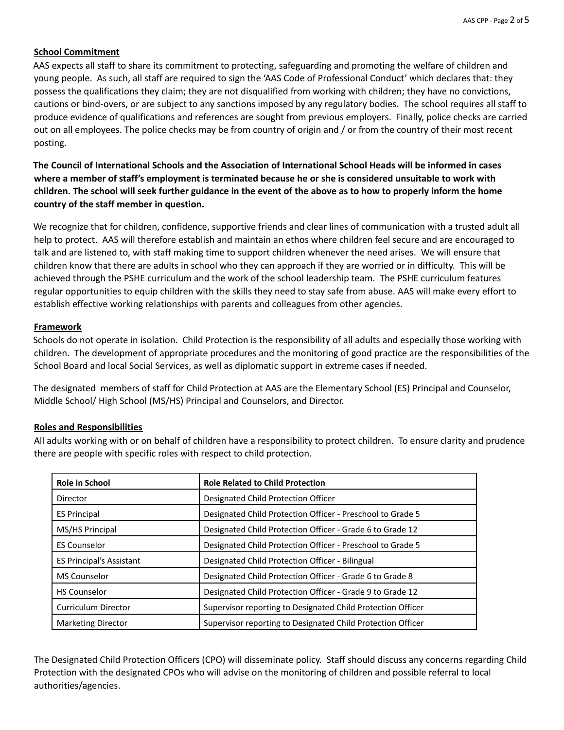## School Commitment

AAS expects all staff to share its commitment to protecting, safeguarding and promoting the welfare of children and young people. As such, all staff are required to sign the 'AAS Code of Professional Conduct' which declares that: they possess the qualifications they claim; they are not disqualified from working with children; they have no convictions, cautions or bind-overs, or are subject to any sanctions imposed by any regulatory bodies. The school requires all staff to produce evidence of qualifications and references are sought from previous employers. Finally, police checks are carried out on all employees. The police checks may be from country of origin and / or from the country of their most recent posting.

**The Council of International Schools and the Association of International School Heads will be informed in cases where a member of staff's employment is terminated because he or she is considered unsuitable to work with children. The school will seek further guidance in the event of the above as to how to properly inform the home country of the staff member in question.**

We recognize that for children, confidence, supportive friends and clear lines of communication with a trusted adult all help to protect. AAS will therefore establish and maintain an ethos where children feel secure and are encouraged to talk and are listened to, with staff making time to support children whenever the need arises. We will ensure that children know that there are adults in school who they can approach if they are worried or in difficulty. This will be achieved through the PSHE curriculum and the work of the school leadership team. The PSHE curriculum features regular opportunities to equip children with the skills they need to stay safe from abuse. AAS will make every effort to establish effective working relationships with parents and colleagues from other agencies.

## Framework

Schools do not operate in isolation. Child Protection is the responsibility of all adults and especially those working with children. The development of appropriate procedures and the monitoring of good practice are the responsibilities of the School Board and local Social Services, as well as diplomatic support in extreme cases if needed.

The designated members of staff for Child Protection at AAS are the Elementary School (ES) Principal and Counselor, Middle School/ High School (MS/HS) Principal and Counselors, and Director.

## Roles and Responsibilities

All adults working with or on behalf of children have a responsibility to protect children. To ensure clarity and prudence there are people with specific roles with respect to child protection.

| Role in School | Role Related to Child Protection |
|---|---|
| Director | Designated Child Protection Officer |
| ES Principal | Designated Child Protection Officer - Preschool to Grade 5 |
| MS/HS Principal | Designated Child Protection Officer - Grade 6 to Grade 12 |
| ES Counselor | Designated Child Protection Officer - Preschool to Grade 5 |
| ES Principal's Assistant | Designated Child Protection Officer - Bilingual |
| MS Counselor | Designated Child Protection Officer - Grade 6 to Grade 8 |
| HS Counselor | Designated Child Protection Officer - Grade 9 to Grade 12 |
| Curriculum Director | Supervisor reporting to Designated Child Protection Officer |
| Marketing Director | Supervisor reporting to Designated Child Protection Officer |

The Designated Child Protection Officers (CPO) will disseminate policy. Staff should discuss any concerns regarding Child Protection with the designated CPOs who will advise on the monitoring of children and possible referral to local authorities/agencies.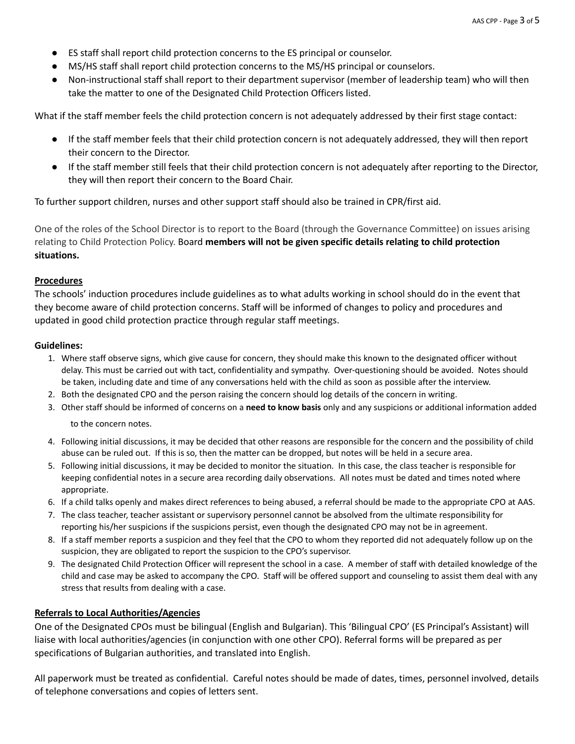- ES staff shall report child protection concerns to the ES principal or counselor.
- MS/HS staff shall report child protection concerns to the MS/HS principal or counselors.
- Non-instructional staff shall report to their department supervisor (member of leadership team) who will then take the matter to one of the Designated Child Protection Officers listed.

What if the staff member feels the child protection concern is not adequately addressed by their first stage contact:

- If the staff member feels that their child protection concern is not adequately addressed, they will then report their concern to the Director.
- If the staff member still feels that their child protection concern is not adequately after reporting to the Director, they will then report their concern to the Board Chair.

To further support children, nurses and other support staff should also be trained in CPR/first aid.

One of the roles of the School Director is to report to the Board (through the Governance Committee) on issues arising relating to Child Protection Policy. Board **members will not be given specific details relating to child protection situations.**

**Procedures**

The schools' induction procedures include guidelines as to what adults working in school should do in the event that they become aware of child protection concerns. Staff will be informed of changes to policy and procedures and updated in good child protection practice through regular staff meetings.

**Guidelines:**

1. Where staff observe signs, which give cause for concern, they should make this known to the designated officer without delay. This must be carried out with tact, confidentiality and sympathy. Over-questioning should be avoided. Notes should be taken, including date and time of any conversations held with the child as soon as possible after the interview.
2. Both the designated CPO and the person raising the concern should log details of the concern in writing.
3. Other staff should be informed of concerns on a **need to know basis** only and any suspicions or additional information added to the concern notes.
4. Following initial discussions, it may be decided that other reasons are responsible for the concern and the possibility of child abuse can be ruled out. If this is so, then the matter can be dropped, but notes will be held in a secure area.
5. Following initial discussions, it may be decided to monitor the situation. In this case, the class teacher is responsible for keeping confidential notes in a secure area recording daily observations. All notes must be dated and times noted where appropriate.
6. If a child talks openly and makes direct references to being abused, a referral should be made to the appropriate CPO at AAS.
7. The class teacher, teacher assistant or supervisory personnel cannot be absolved from the ultimate responsibility for reporting his/her suspicions if the suspicions persist, even though the designated CPO may not be in agreement.
8. If a staff member reports a suspicion and they feel that the CPO to whom they reported did not adequately follow up on the suspicion, they are obligated to report the suspicion to the CPO's supervisor.
9. The designated Child Protection Officer will represent the school in a case. A member of staff with detailed knowledge of the child and case may be asked to accompany the CPO. Staff will be offered support and counseling to assist them deal with any stress that results from dealing with a case.

**Referrals to Local Authorities/Agencies**

One of the Designated CPOs must be bilingual (English and Bulgarian). This 'Bilingual CPO' (ES Principal's Assistant) will liaise with local authorities/agencies (in conjunction with one other CPO). Referral forms will be prepared as per specifications of Bulgarian authorities, and translated into English.

All paperwork must be treated as confidential. Careful notes should be made of dates, times, personnel involved, details of telephone conversations and copies of letters sent.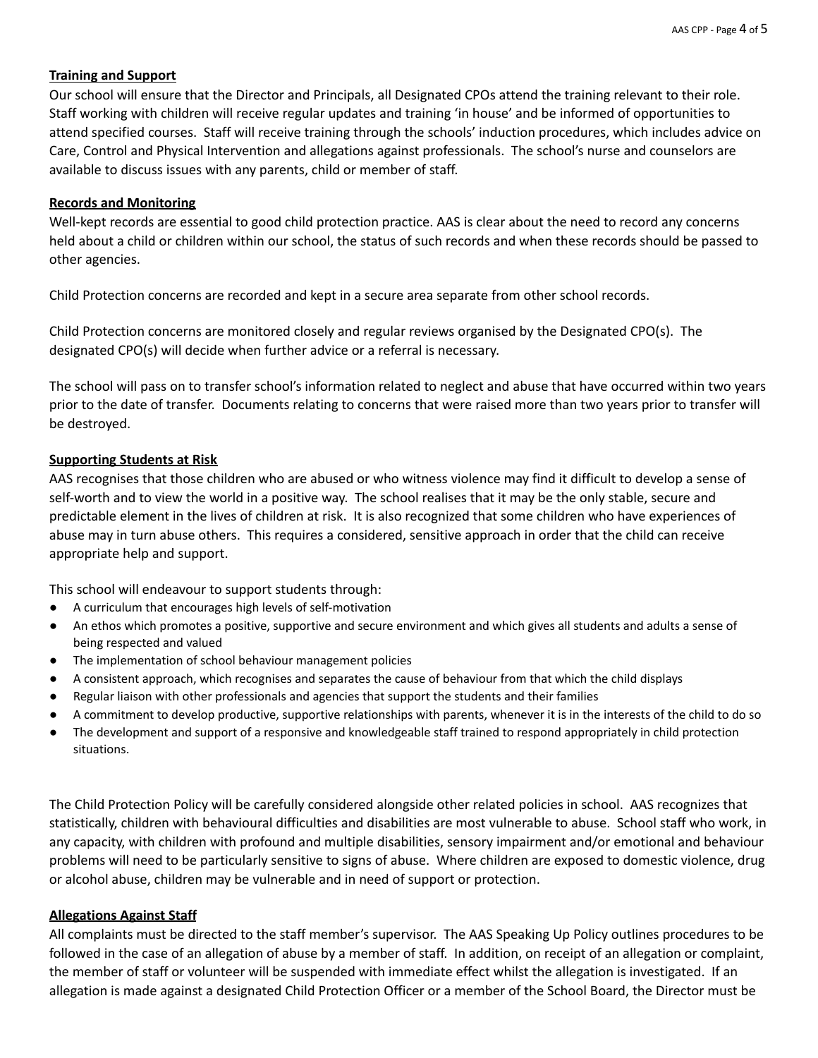**Training and Support**

Our school will ensure that the Director and Principals, all Designated CPOs attend the training relevant to their role. Staff working with children will receive regular updates and training 'in house' and be informed of opportunities to attend specified courses. Staff will receive training through the schools' induction procedures, which includes advice on Care, Control and Physical Intervention and allegations against professionals. The school's nurse and counselors are available to discuss issues with any parents, child or member of staff.

**Records and Monitoring**

Well-kept records are essential to good child protection practice. AAS is clear about the need to record any concerns held about a child or children within our school, the status of such records and when these records should be passed to other agencies.

Child Protection concerns are recorded and kept in a secure area separate from other school records.

Child Protection concerns are monitored closely and regular reviews organised by the Designated CPO(s). The designated CPO(s) will decide when further advice or a referral is necessary.

The school will pass on to transfer school's information related to neglect and abuse that have occurred within two years prior to the date of transfer. Documents relating to concerns that were raised more than two years prior to transfer will be destroyed.

**Supporting Students at Risk**

AAS recognises that those children who are abused or who witness violence may find it difficult to develop a sense of self-worth and to view the world in a positive way. The school realises that it may be the only stable, secure and predictable element in the lives of children at risk. It is also recognized that some children who have experiences of abuse may in turn abuse others. This requires a considered, sensitive approach in order that the child can receive appropriate help and support.

This school will endeavour to support students through:

- A curriculum that encourages high levels of self-motivation
- An ethos which promotes a positive, supportive and secure environment and which gives all students and adults a sense of being respected and valued
- The implementation of school behaviour management policies
- A consistent approach, which recognises and separates the cause of behaviour from that which the child displays
- Regular liaison with other professionals and agencies that support the students and their families
- A commitment to develop productive, supportive relationships with parents, whenever it is in the interests of the child to do so
- The development and support of a responsive and knowledgeable staff trained to respond appropriately in child protection situations.

The Child Protection Policy will be carefully considered alongside other related policies in school. AAS recognizes that statistically, children with behavioural difficulties and disabilities are most vulnerable to abuse. School staff who work, in any capacity, with children with profound and multiple disabilities, sensory impairment and/or emotional and behaviour problems will need to be particularly sensitive to signs of abuse. Where children are exposed to domestic violence, drug or alcohol abuse, children may be vulnerable and in need of support or protection.

**Allegations Against Staff**

All complaints must be directed to the staff member's supervisor. The AAS Speaking Up Policy outlines procedures to be followed in the case of an allegation of abuse by a member of staff. In addition, on receipt of an allegation or complaint, the member of staff or volunteer will be suspended with immediate effect whilst the allegation is investigated. If an allegation is made against a designated Child Protection Officer or a member of the School Board, the Director must be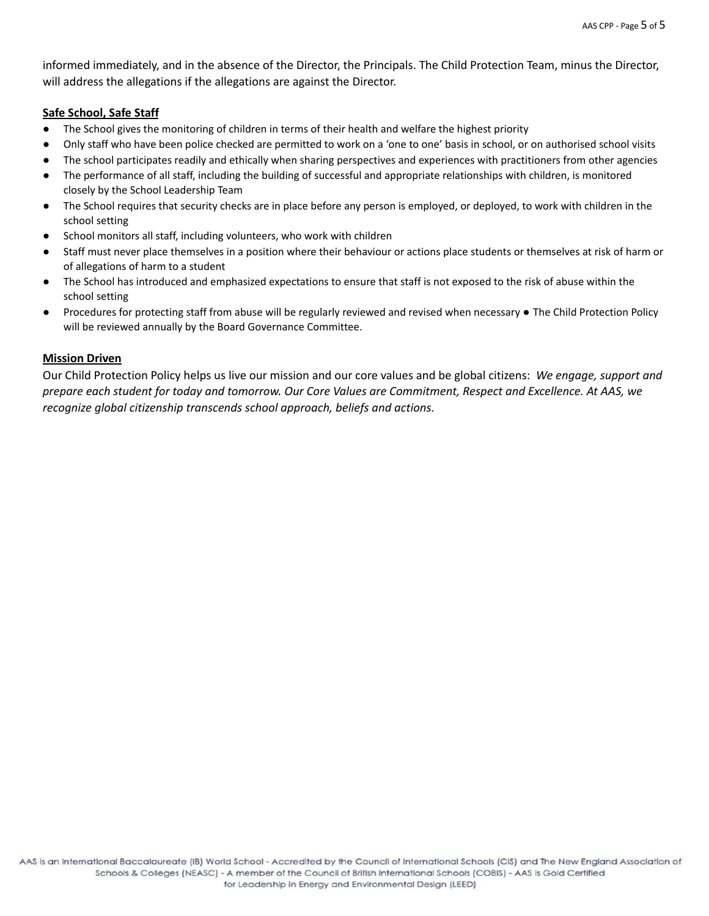informed immediately, and in the absence of the Director, the Principals. The Child Protection Team, minus the Director, will address the allegations if the allegations are against the Director.

**Safe School, Safe Staff**

- The School gives the monitoring of children in terms of their health and welfare the highest priority
- Only staff who have been police checked are permitted to work on a 'one to one' basis in school, or on authorised school visits
- The school participates readily and ethically when sharing perspectives and experiences with practitioners from other agencies
- The performance of all staff, including the building of successful and appropriate relationships with children, is monitored closely by the School Leadership Team
- The School requires that security checks are in place before any person is employed, or deployed, to work with children in the school setting
- School monitors all staff, including volunteers, who work with children
- Staff must never place themselves in a position where their behaviour or actions place students or themselves at risk of harm or of allegations of harm to a student
- The School has introduced and emphasized expectations to ensure that staff is not exposed to the risk of abuse within the school setting
- Procedures for protecting staff from abuse will be regularly reviewed and revised when necessary ● The Child Protection Policy will be reviewed annually by the Board Governance Committee.

**Mission Driven**

Our Child Protection Policy helps us live our mission and our core values and be global citizens: *We engage, support and prepare each student for today and tomorrow. Our Core Values are Commitment, Respect and Excellence. At AAS, we recognize global citizenship transcends school approach, beliefs and actions.*